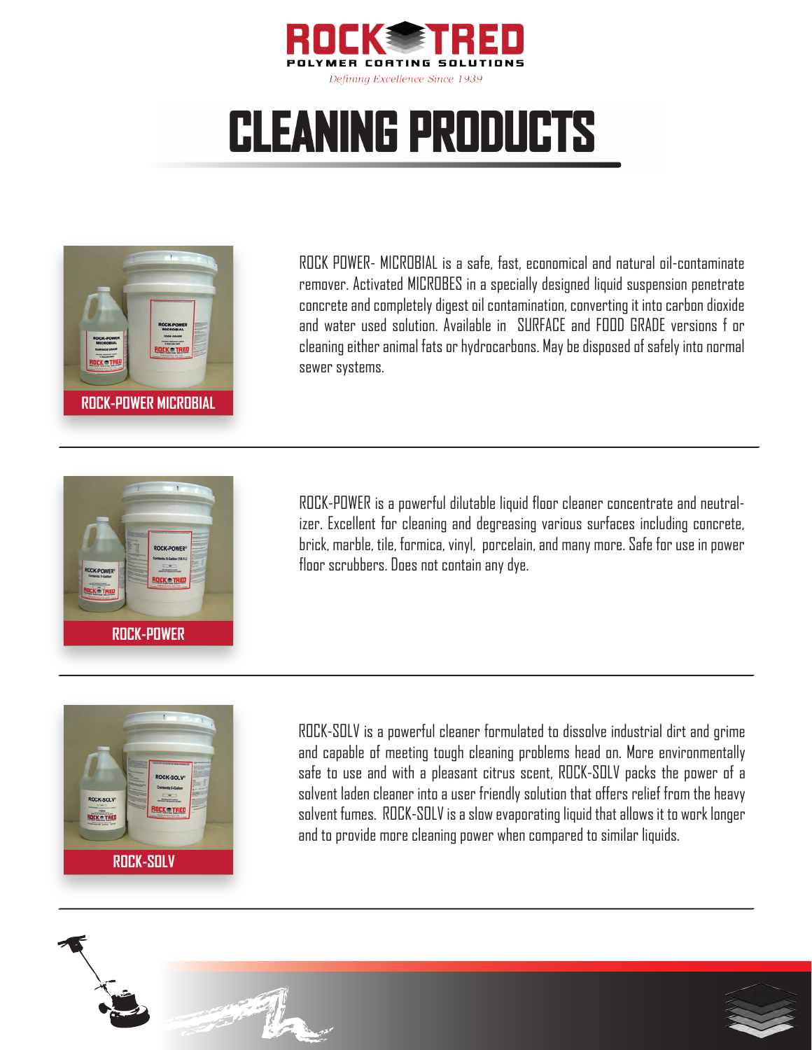# ROCK TRED

POLYMER COATING SOLUTIONS

*Defining Excellence Since 1939*

# CLEANING PRODUCTS

## ROCK-POWER MICROBIAL

ROCK POWER- MICROBIAL is a safe, fast, economical and natural oil-contaminate remover. Activated MICROBES in a specially designed liquid suspension penetrate concrete and completely digest oil contamination, converting it into carbon dioxide and water used solution. Available in SURFACE and FOOD GRADE versions f or cleaning either animal fats or hydrocarbons. May be disposed of safely into normal sewer systems.

## ROCK-POWER

ROCK-POWER is a powerful dilutable liquid floor cleaner concentrate and neutralizer. Excellent for cleaning and degreasing various surfaces including concrete, brick, marble, tile, formica, vinyl, porcelain, and many more. Safe for use in power floor scrubbers. Does not contain any dye.

## ROCK-SOLV

ROCK-SOLV is a powerful cleaner formulated to dissolve industrial dirt and grime and capable of meeting tough cleaning problems head on. More environmentally safe to use and with a pleasant citrus scent, ROCK-SOLV packs the power of a solvent laden cleaner into a user friendly solution that offers relief from the heavy solvent fumes. ROCK-SOLV is a slow evaporating liquid that allows it to work longer and to provide more cleaning power when compared to similar liquids.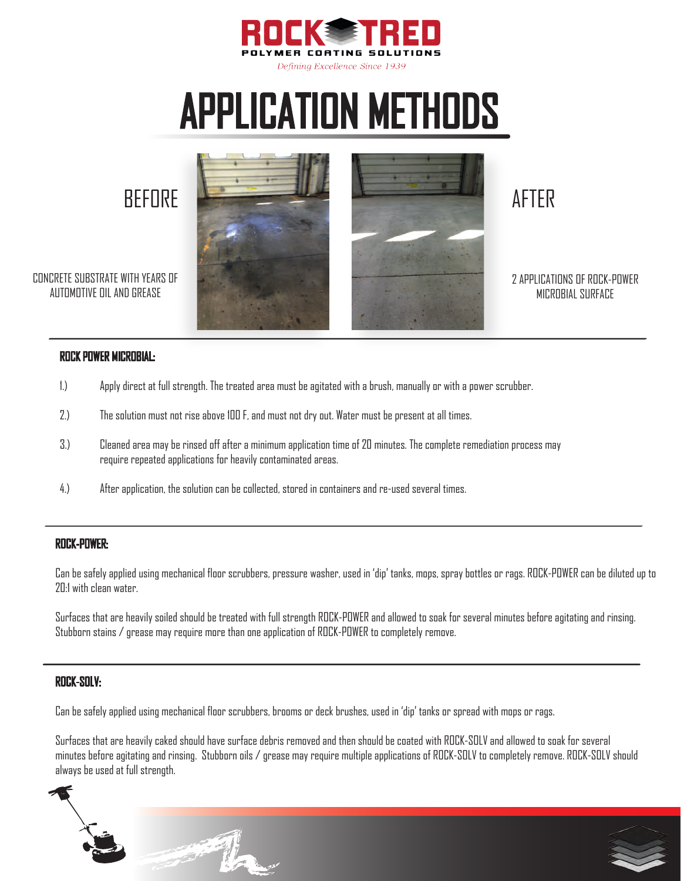ROCK TRED

POLYMER COATING SOLUTIONS

*Defining Excellence Since 1939*

# APPLICATION METHODS

BEFORE

CONCRETE SUBSTRATE WITH YEARS OF AUTOMOTIVE OIL AND GREASE

AFTER

2 APPLICATIONS OF ROCK-POWER MICROBIAL SURFACE

## ROCK POWER MICROBIAL:

1.) Apply direct at full strength. The treated area must be agitated with a brush, manually or with a power scrubber.

2.) The solution must not rise above 100 F, and must not dry out. Water must be present at all times.

3.) Cleaned area may be rinsed off after a minimum application time of 20 minutes. The complete remediation process may require repeated applications for heavily contaminated areas.

4.) After application, the solution can be collected, stored in containers and re-used several times.

## ROCK-POWER:

Can be safely applied using mechanical floor scrubbers, pressure washer, used in 'dip' tanks, mops, spray bottles or rags. ROCK-POWER can be diluted up to 20:1 with clean water.

Surfaces that are heavily soiled should be treated with full strength ROCK-POWER and allowed to soak for several minutes before agitating and rinsing. Stubborn stains / grease may require more than one application of ROCK-POWER to completely remove.

## ROCK-SOLV:

Can be safely applied using mechanical floor scrubbers, brooms or deck brushes, used in 'dip' tanks or spread with mops or rags.

Surfaces that are heavily caked should have surface debris removed and then should be coated with ROCK-SOLV and allowed to soak for several minutes before agitating and rinsing. Stubborn oils / grease may require multiple applications of ROCK-SOLV to completely remove. ROCK-SOLV should always be used at full strength.